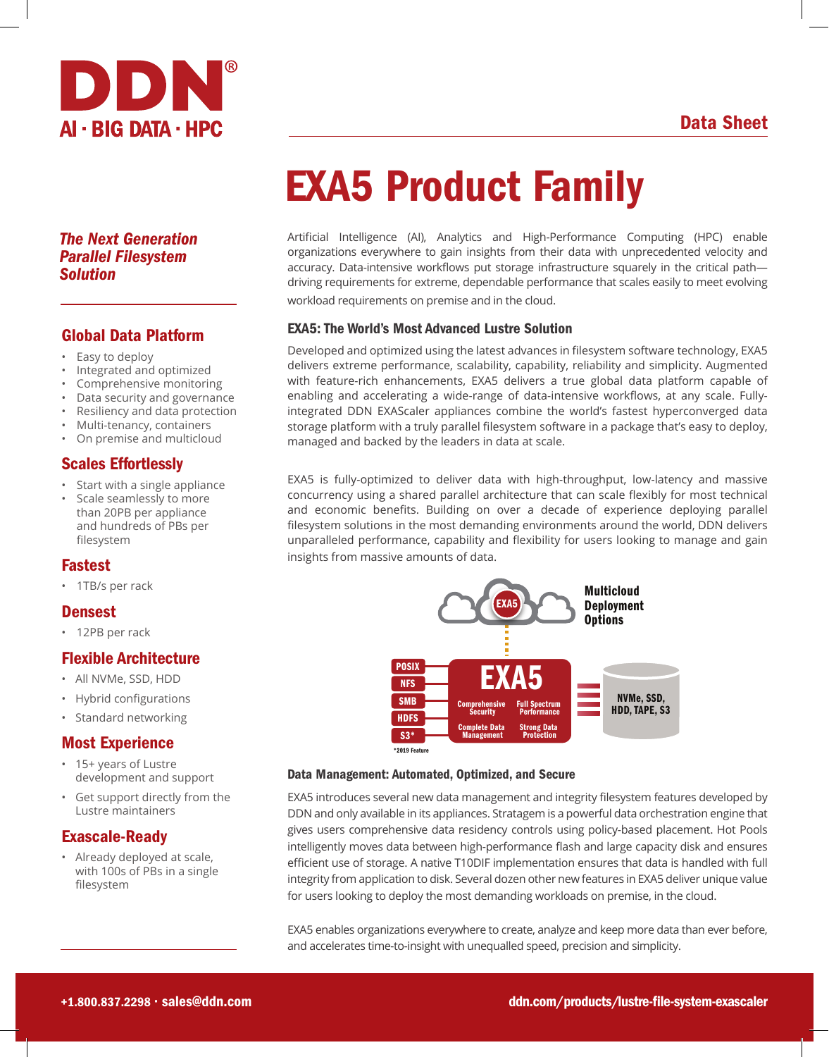DDN®

AI · BIG DATA · HPC

Data Sheet

# EXA5 Product Family

*The Next Generation Parallel Filesystem Solution*

## Global Data Platform

- Easy to deploy
- Integrated and optimized
- Comprehensive monitoring
- Data security and governance
- Resiliency and data protection
- Multi-tenancy, containers
- On premise and multicloud

## Scales Effortlessly

- Start with a single appliance
- Scale seamlessly to more than 20PB per appliance and hundreds of PBs per filesystem

## Fastest

- 1TB/s per rack

## Densest

- 12PB per rack

## Flexible Architecture

- All NVMe, SSD, HDD
- Hybrid configurations
- Standard networking

## Most Experience

- 15+ years of Lustre development and support
- Get support directly from the Lustre maintainers

## Exascale-Ready

- Already deployed at scale, with 100s of PBs in a single filesystem

Artificial Intelligence (AI), Analytics and High-Performance Computing (HPC) enable organizations everywhere to gain insights from their data with unprecedented velocity and accuracy. Data-intensive workflows put storage infrastructure squarely in the critical path—driving requirements for extreme, dependable performance that scales easily to meet evolving workload requirements on premise and in the cloud.

### EXA5: The World's Most Advanced Lustre Solution

Developed and optimized using the latest advances in filesystem software technology, EXA5 delivers extreme performance, scalability, capability, reliability and simplicity. Augmented with feature-rich enhancements, EXA5 delivers a true global data platform capable of enabling and accelerating a wide-range of data-intensive workflows, at any scale. Fully-integrated DDN EXAScaler appliances combine the world's fastest hyperconverged data storage platform with a truly parallel filesystem software in a package that's easy to deploy, managed and backed by the leaders in data at scale.

EXA5 is fully-optimized to deliver data with high-throughput, low-latency and massive concurrency using a shared parallel architecture that can scale flexibly for most technical and economic benefits. Building on over a decade of experience deploying parallel filesystem solutions in the most demanding environments around the world, DDN delivers unparalleled performance, capability and flexibility for users looking to manage and gain insights from massive amounts of data.

EXA5

Multicloud Deployment Options

POSIX · NFS · SMB · HDFS · S3*

EXA5: Comprehensive Security · Full Spectrum Performance · Complete Data Management · Strong Data Protection

NVMe, SSD, HDD, TAPE, S3

*2019 Feature

### Data Management: Automated, Optimized, and Secure

EXA5 introduces several new data management and integrity filesystem features developed by DDN and only available in its appliances. Stratagem is a powerful data orchestration engine that gives users comprehensive data residency controls using policy-based placement. Hot Pools intelligently moves data between high-performance flash and large capacity disk and ensures efficient use of storage. A native T10DIF implementation ensures that data is handled with full integrity from application to disk. Several dozen other new features in EXA5 deliver unique value for users looking to deploy the most demanding workloads on premise, in the cloud.

EXA5 enables organizations everywhere to create, analyze and keep more data than ever before, and accelerates time-to-insight with unequalled speed, precision and simplicity.

**+1.800.837.2298 · sales@ddn.com** **ddn.com/products/lustre-file-system-exascaler**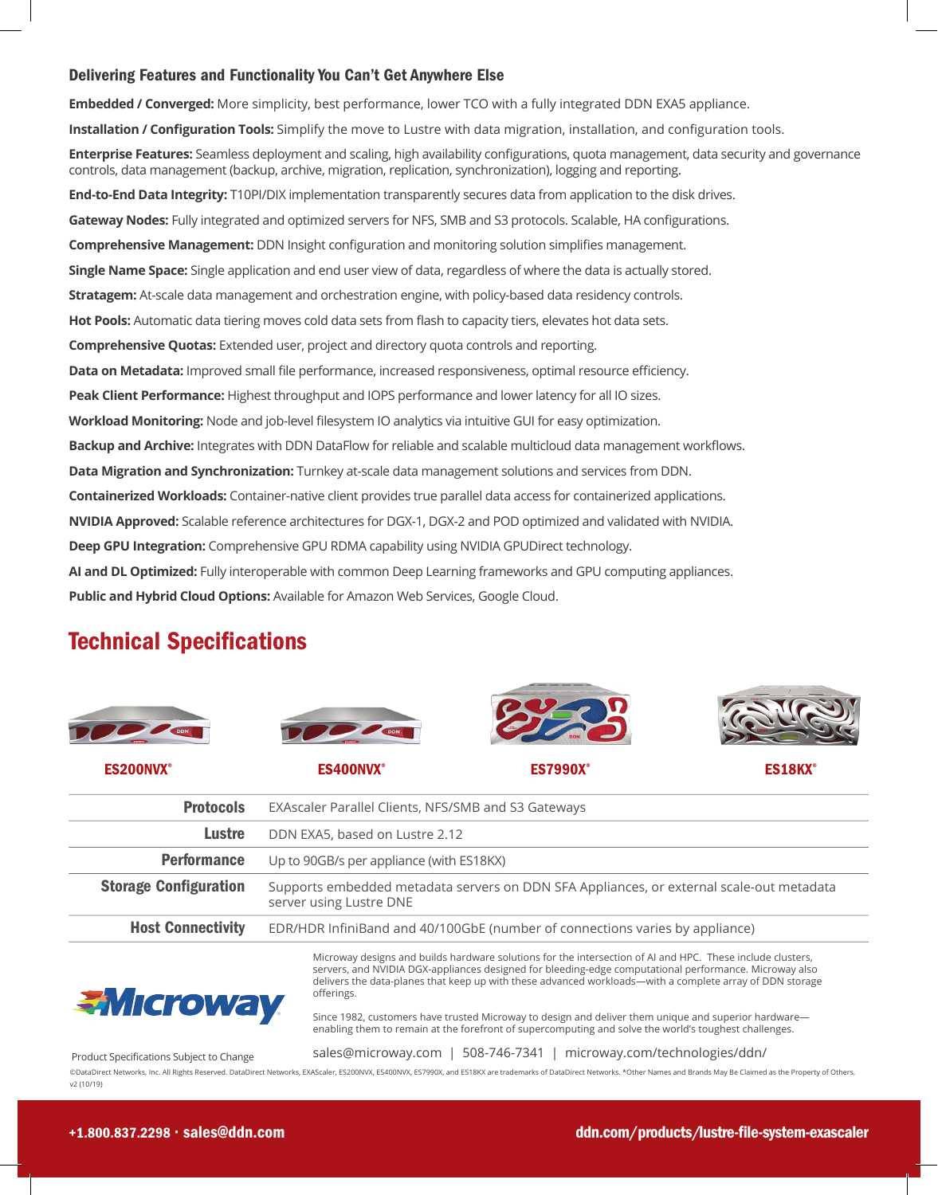### Delivering Features and Functionality You Can't Get Anywhere Else

**Embedded / Converged:** More simplicity, best performance, lower TCO with a fully integrated DDN EXA5 appliance.

**Installation / Configuration Tools:** Simplify the move to Lustre with data migration, installation, and configuration tools.

**Enterprise Features:** Seamless deployment and scaling, high availability configurations, quota management, data security and governance controls, data management (backup, archive, migration, replication, synchronization), logging and reporting.

**End-to-End Data Integrity:** T10PI/DIX implementation transparently secures data from application to the disk drives.

**Gateway Nodes:** Fully integrated and optimized servers for NFS, SMB and S3 protocols. Scalable, HA configurations.

**Comprehensive Management:** DDN Insight configuration and monitoring solution simplifies management.

**Single Name Space:** Single application and end user view of data, regardless of where the data is actually stored.

**Stratagem:** At-scale data management and orchestration engine, with policy-based data residency controls.

**Hot Pools:** Automatic data tiering moves cold data sets from flash to capacity tiers, elevates hot data sets.

**Comprehensive Quotas:** Extended user, project and directory quota controls and reporting.

**Data on Metadata:** Improved small file performance, increased responsiveness, optimal resource efficiency.

**Peak Client Performance:** Highest throughput and IOPS performance and lower latency for all IO sizes.

**Workload Monitoring:** Node and job-level filesystem IO analytics via intuitive GUI for easy optimization.

**Backup and Archive:** Integrates with DDN DataFlow for reliable and scalable multicloud data management workflows.

**Data Migration and Synchronization:** Turnkey at-scale data management solutions and services from DDN.

**Containerized Workloads:** Container-native client provides true parallel data access for containerized applications.

**NVIDIA Approved:** Scalable reference architectures for DGX-1, DGX-2 and POD optimized and validated with NVIDIA.

**Deep GPU Integration:** Comprehensive GPU RDMA capability using NVIDIA GPUDirect technology.

**AI and DL Optimized:** Fully interoperable with common Deep Learning frameworks and GPU computing appliances.

**Public and Hybrid Cloud Options:** Available for Amazon Web Services, Google Cloud.

## Technical Specifications

ES200NVX® ES400NVX® ES7990X® ES18KX®

| | |
|---|---|
| **Protocols** | EXAScaler Parallel Clients, NFS/SMB and S3 Gateways |
| **Lustre** | DDN EXA5, based on Lustre 2.12 |
| **Performance** | Up to 90GB/s per appliance (with ES18KX) |
| **Storage Configuration** | Supports embedded metadata servers on DDN SFA Appliances, or external scale-out metadata server using Lustre DNE |
| **Host Connectivity** | EDR/HDR InfiniBand and 40/100GbE (number of connections varies by appliance) |

Microway

Microway designs and builds hardware solutions for the intersection of AI and HPC. These include clusters, servers, and NVIDIA DGX-appliances designed for bleeding-edge computational performance. Microway also delivers the data-planes that keep up with these advanced workloads—with a complete array of DDN storage offerings.

Since 1982, customers have trusted Microway to design and deliver them unique and superior hardware—enabling them to remain at the forefront of supercomputing and solve the world's toughest challenges.

Product Specifications Subject to Change

sales@microway.com | 508-746-7341 | microway.com/technologies/ddn/

©DataDirect Networks, Inc. All Rights Reserved. DataDirect Networks, EXAScaler, ES200NVX, ES400NVX, ES7990X, and ES18KX are trademarks of DataDirect Networks. *Other Names and Brands May Be Claimed as the Property of Others. v2 (10/19)

+1.800.837.2298 · sales@ddn.com

ddn.com/products/lustre-file-system-exascaler